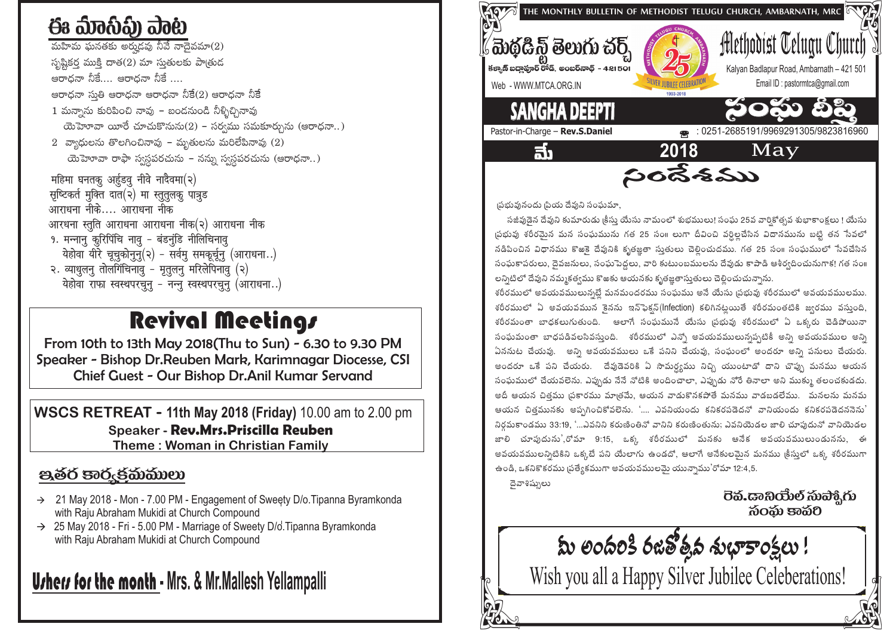# ఈ మాసపు పాట

మహిమ ఘనతకు అర్హుడవు నీవే నాదైవమా(2)
సృష్టికర్త ముక్తి దాత(2) మా స్తుతులకు పాత్రుడ
ఆరాధనా నీకే.... ఆరాధనా నీకే ....
ఆరాధనా స్తుతి ఆరాధనా ఆరాధనా నీకే(2) ఆరాధనా నీకే
1 మన్నాను కురిపించి నావు – బండనుండి నీళ్ళిచ్చినావు
యెహోవా యీరే చూచుకొనును(2) – సర్వము సమకూర్చును (ఆరాధనా..)
2 వ్యాధులను తొలగించినావు – మృతులను మరిలేపినావు (2)
యెహోవా రాఫా స్వస్థపరచును – నన్ను స్వస్థపరచును (ఆరాధనా..)

महिमा घनतकु अर्हुडवु नीवे नादैवमा(२)
सृष्टिकर्त मुक्ति दात(२) मा स्तुतुलकु पात्रुड
आराधना नीके.... आराधना नीक
आरधना स्तुति आराधना आराधना नीक(२) आराधना नीक
१. मन्नानु कुरिपिंचि नावु - बंडनुंडि नीलिचिनावु
येहोवा यीरे चूचुकोनुनु(२) - सर्वमु समकूर्चुनु (आराधना..)
२. व्याधुलनु तोलगिंचिनावु - मृतुलनु मरिलेपिनावु (२)
येहोवा राफा स्वस्थपरचुनु - नन्नु स्वस्थपरचुनु (आराधना..)

# Revival Meetings

From 10th to 13th May 2018(Thu to Sun) - 6.30 to 9.30 PM
Speaker - Bishop Dr.Reuben Mark, Karimnagar Diocesse, CSI
Chief Guest - Our Bishop Dr.Anil Kumar Servand

**WSCS RETREAT - 11th May 2018 (Friday)** 10.00 am to 2.00 pm
Speaker - **Rev.Mrs.Priscilla Reuben**
Theme : Woman in Christian Family

## ఇతర కార్యక్రమములు

- → 21 May 2018 - Mon - 7.00 PM - Engagement of Sweety D/o.Tipanna Byramkonda with Raju Abraham Mukidi at Church Compound
- → 25 May 2018 - Fri - 5.00 PM - Marriage of Sweety D/o.Tipanna Byramkonda with Raju Abraham Mukidi at Church Compound

**Ushers for the month - Mrs. & Mr.Mallesh Yellampalli**

THE MONTHLY BULLETIN OF METHODIST TELUGU CHURCH, AMBARNATH, MRC

# మెథడిస్ట్ తెలుగు చర్చ్ / Methodist Telugu Church

కళ్యాణ్ బద్లాపూర్ రోడ్, అంబర్‌నాథ్ - 421501
Kalyan Badlapur Road, Ambarnath – 421 501
Web - WWW.MTCA.ORG.IN
Email ID : pastormtca@gmail.com

SILVER JUBILEE CELEBRATION 1993-2018

# SANGHA DEEPTI / సంఘ దీప్తి

Pastor-in-Charge – **Rev.S.Daniel**
: 0251-2685191/9969291305/9823816960

**మే 2018 May**

## సందేశము

ప్రభువునందు ప్రియ దేవుని సంఘమా,

సజీవుడైన దేవుని కుమారుడు క్రీస్తు యేసు నామంలో శుభములు! సంఘ 25వ వార్షికోత్సవ శుభాకాంక్షలు ! యేసు ప్రభువు శరీరమైన మన సంఘమును గత 25 సం॥ లుగా దీవించి వర్ధిల్లచేసిన విధానమును బట్టి తన సేవలో నడిపించిన విధానము కొఱకై దేవునికి కృతజ్ఞతా స్తుతులు చెల్లించుచదము. గత 25 సం॥ సంఘములో సేవచేసిన సంఘకాపరులు, దైవజనులు, సంఘపెద్దలు, వారి కుటుంబములను దేవుడు కాపాడి ఆశీర్వదించునుగాక! గత సం॥ లన్నిటిలో దేవుని నమ్మకత్వము కొఱకు ఆయనకు కృతజ్ఞతాస్తుతులు చెల్లించుచున్నాను.

శరీరములో అవయవములున్నట్లే మనమందరము సంఘము అనే యేసు ప్రభువు శరీరములో అవయవములము. శరీరములో ఏ అవయవమున కైనను ఇన్‌ఫెక్షన్(Infection) కలిగినట్లయితే శరీరమంతటికి జ్వరము వస్తుంది, శరీరమంతా బాధకలుగుతుంది. ఆలాగే సంఘమనే యేసు ప్రభువు శరీరములో ఏ ఒక్కరు చెడిపోయినా సంఘమంతా బాధపడివలసివస్తుంది. శరీరములో ఎన్నో అవయవములున్నప్పటికీ అన్ని అవయవములు అన్ని ఏసనుట చేయవు. అన్ని అవయవములు ఒకే పనిని చేయవు, సంఘంలో అందరూ అన్ని పనులు చేయరు. అందరూ ఒకే పని చేయరు. దేవుడెవరికి ఏ సామర్ధ్యము నిచ్చి యుంటాడో దాని చొప్పు మనము ఆయన సంఘములో చేయవలెను. ఎప్పుడు నేనే నోటికి అందించాలా, ఎప్పుడు నోరే తినాలా అని ముక్కు తలంచకూడదు. అదీ ఆయన చిత్తము ప్రకారము మాత్రమే, ఆయన వాడుకొనకపోతే మనము వాడబడలేము. మనలను మనము ఆయన చిత్తమునకు అప్పగించికోవలెను. '.... ఎవనియందు కనికరపడెదనో వానియందు కనికరపడెదనెను' నిర్గమకాండము 33:19, '...ఎవనిని కరుణింతునో వానిని కరుణింతును; ఎవనియెడల జాలి చూపుదునో వానియెడల జాలి చూపుదును',రోమా 9:15, ఒక్క శరీరములో మనకు అనేక అవయవములుండునను, ఈ అవయవములన్నిటికిని ఒక్కటే పని యేలాగు ఉండదో, ఆలాగే అనేకులమైన మనము క్రీస్తులో ఒక్క శరీరముగా ఉండి, ఒకనికొకరము ప్రత్యేకముగా అవయవములమై యున్నాము'రోమా 12:4,5.

దైవాశీస్సులు

రెవ.డానియేల్ సుప్పోగు
సంఘ కాపరి

**మీ అందరికి రజతోత్సవ శుభాకాంక్షలు !**
**Wish you all a Happy Silver Jubilee Celeberations!**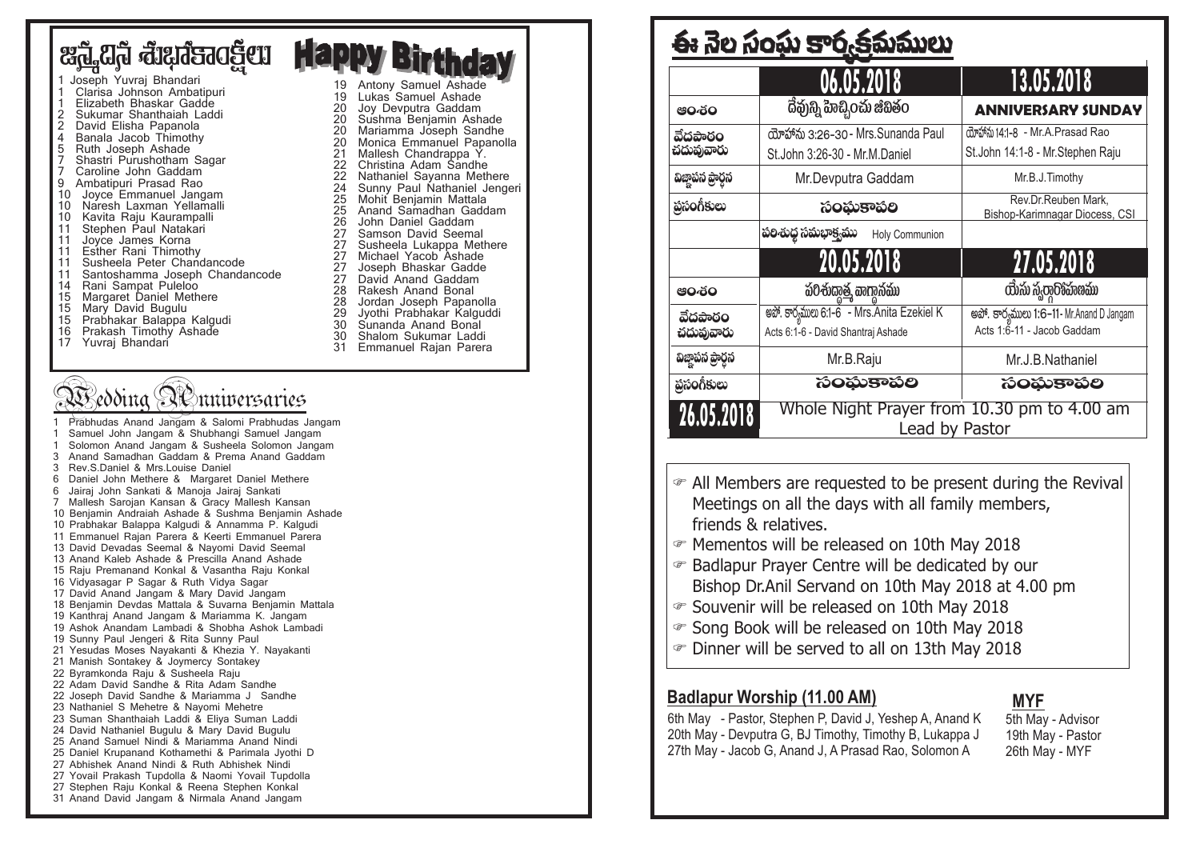# జన్మదిన శుభాకాంక్షలు Happy Birthday

1 Joseph Yuvraj Bhandari
1 Clarisa Johnson Ambatipuri
1 Elizabeth Bhaskar Gadde
2 Sukumar Shanthaiah Laddi
2 David Elisha Papanola
4 Banala Jacob Thimothy
5 Ruth Joseph Ashade
7 Shastri Purushotham Sagar
7 Caroline John Gaddam
9 Ambatipuri Prasad Rao
10 Joyce Emmanuel Jangam
10 Naresh Laxman Yellamalli
10 Kavita Raju Kaurampalli
11 Stephen Paul Natakari
11 Joyce James Korna
11 Esther Rani Thimothy
11 Susheela Peter Chandancode
11 Santoshamma Joseph Chandancode
14 Rani Sampat Puleloo
15 Margaret Daniel Methere
15 Mary David Bugulu
15 Prabhakar Balappa Kalgudi
16 Prakash Timothy Ashade
17 Yuvraj Bhandari
19 Antony Samuel Ashade
19 Lukas Samuel Ashade
20 Joy Devputra Gaddam
20 Sushma Benjamin Ashade
20 Mariamma Joseph Sandhe
20 Monica Emmanuel Papanolla
21 Mallesh Chandrappa Y.
22 Christina Adam Sandhe
22 Nathaniel Sayanna Methere
24 Sunny Paul Nathaniel Jengeri
25 Mohit Benjamin Mattala
25 Anand Samadhan Gaddam
26 John Daniel Gaddam
27 Samson David Seemal
27 Susheela Lukappa Methere
27 Michael Yacob Ashade
27 Joseph Bhaskar Gadde
27 David Anand Gaddam
28 Rakesh Anand Bonal
28 Jordan Joseph Papanolla
29 Jyothi Prabhakar Kalguddi
30 Sunanda Anand Bonal
30 Shalom Sukumar Laddi
31 Emmanuel Rajan Parera

# Wedding Anniversaries

1 Prabhudas Anand Jangam & Salomi Prabhudas Jangam
1 Samuel John Jangam & Shubhangi Samuel Jangam
1 Solomon Anand Jangam & Susheela Solomon Jangam
3 Anand Samadhan Gaddam & Prema Anand Gaddam
3 Rev.S.Daniel & Mrs.Louise Daniel
6 Daniel John Methere & Margaret Daniel Methere
6 Jairaj John Sankati & Manoja Jairaj Sankati
7 Mallesh Sarojan Kansan & Gracy Mallesh Kansan
10 Benjamin Andraiah Ashade & Sushma Benjamin Ashade
10 Prabhakar Balappa Kalgudi & Annamma P. Kalgudi
11 Emmanuel Rajan Parera & Keerti Emmanuel Parera
13 David Devadas Seemal & Nayomi David Seemal
13 Anand Kaleb Ashade & Prescilla Anand Ashade
15 Raju Premanand Konkal & Vasantha Raju Konkal
16 Vidyasagar P Sagar & Ruth Vidya Sagar
17 David Anand Jangam & Mary David Jangam
18 Benjamin Devdas Mattala & Suvarna Benjamin Mattala
19 Kanthraj Anand Jangam & Mariamma K. Jangam
19 Ashok Anandam Lambadi & Shobha Ashok Lambadi
19 Sunny Paul Jengeri & Rita Sunny Paul
21 Yesudas Moses Nayakanti & Khezia Y. Nayakanti
21 Manish Sontakey & Joymercy Sontakey
22 Byramkonda Raju & Susheela Raju
22 Adam David Sandhe & Rita Adam Sandhe
22 Joseph David Sandhe & Mariamma J Sandhe
23 Nathaniel S Mehetre & Nayomi Mehetre
23 Suman Shanthaiah Laddi & Eliya Suman Laddi
24 David Nathaniel Bugulu & Mary David Bugulu
25 Anand Samuel Nindi & Mariamma Anand Nindi
25 Daniel Krupanand Kothamethi & Parimala Jyothi D
27 Abhishek Anand Nindi & Ruth Abhishek Nindi
27 Yovail Prakash Tupdolla & Naomi Yovail Tupdolla
27 Stephen Raju Konkal & Reena Stephen Konkal
31 Anand David Jangam & Nirmala Anand Jangam

# ఈ నెల సంఘ కార్యక్రమములు

| | 06.05.2018 | 13.05.2018 |
|---|---|---|
| అంశం | దేవుణ్ని హెచ్చించు జీవితం | ANNIVERSARY SUNDAY |
| వేదపాఠం చదువువారు | యోహాను 3:26-30 - Mrs.Sunanda Paul<br>St.John 3:26-30 - Mr.M.Daniel | యోహాను 14:1-8 - Mr.A.Prasad Rao<br>St.John 14:1-8 - Mr.Stephen Raju |
| విజ్ఞాపన ప్రార్థన | Mr.Devputra Gaddam | Mr.B.J.Timothy |
| ప్రసంగీకులు | సంఘకాపరి | Rev.Dr.Reuben Mark, Bishop-Karimnagar Diocess, CSI |
| | పరిశుద్ధ సమభాక్తము Holy Communion | |
| | **20.05.2018** | **27.05.2018** |
| అంశం | పరిశుద్ధాత్మ వాగ్దానము | యేసు స్వర్గారోహణము |
| వేదపాఠం చదువువారు | అపో. కార్యములు 6:1-6 - Mrs.Anita Ezekiel K<br>Acts 6:1-6 - David Shantraj Ashade | అపో. కార్యములు 1:6-11 - Mr.Anand D Jangam<br>Acts 1:6-11 - Jacob Gaddam |
| విజ్ఞాపన ప్రార్థన | Mr.B.Raju | Mr.J.B.Nathaniel |
| ప్రసంగీకులు | సంఘకాపరి | సంఘకాపరి |
| 26.05.2018 | Whole Night Prayer from 10.30 pm to 4.00 am Lead by Pastor | |

- All Members are requested to be present during the Revival Meetings on all the days with all family members, friends & relatives.
- Mementos will be released on 10th May 2018
- Badlapur Prayer Centre will be dedicated by our Bishop Dr.Anil Servand on 10th May 2018 at 4.00 pm
- Souvenir will be released on 10th May 2018
- Song Book will be released on 10th May 2018
- Dinner will be served to all on 13th May 2018

## Badlapur Worship (11.00 AM)

6th May - Pastor, Stephen P, David J, Yeshep A, Anand K
20th May - Devputra G, BJ Timothy, Timothy B, Lukappa J
27th May - Jacob G, Anand J, A Prasad Rao, Solomon A

## MYF

5th May - Advisor
19th May - Pastor
26th May - MYF